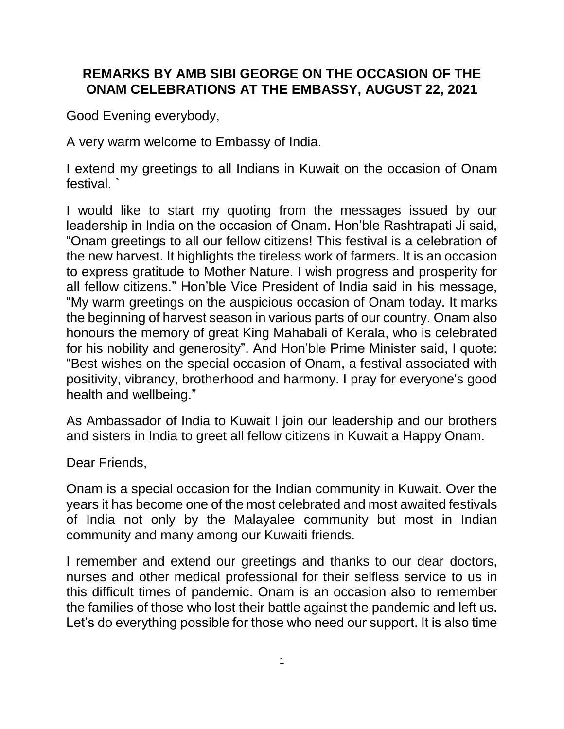**REMARKS BY AMB SIBI GEORGE ON THE OCCASION OF THE ONAM CELEBRATIONS AT THE EMBASSY, AUGUST 22, 2021**

Good Evening everybody,

A very warm welcome to Embassy of India.

I extend my greetings to all Indians in Kuwait on the occasion of Onam festival. `

I would like to start my quoting from the messages issued by our leadership in India on the occasion of Onam. Hon'ble Rashtrapati Ji said, "Onam greetings to all our fellow citizens! This festival is a celebration of the new harvest. It highlights the tireless work of farmers. It is an occasion to express gratitude to Mother Nature. I wish progress and prosperity for all fellow citizens." Hon'ble Vice President of India said in his message, "My warm greetings on the auspicious occasion of Onam today. It marks the beginning of harvest season in various parts of our country. Onam also honours the memory of great King Mahabali of Kerala, who is celebrated for his nobility and generosity". And Hon'ble Prime Minister said, I quote: "Best wishes on the special occasion of Onam, a festival associated with positivity, vibrancy, brotherhood and harmony. I pray for everyone's good health and wellbeing."

As Ambassador of India to Kuwait I join our leadership and our brothers and sisters in India to greet all fellow citizens in Kuwait a Happy Onam.

Dear Friends,

Onam is a special occasion for the Indian community in Kuwait. Over the years it has become one of the most celebrated and most awaited festivals of India not only by the Malayalee community but most in Indian community and many among our Kuwaiti friends.

I remember and extend our greetings and thanks to our dear doctors, nurses and other medical professional for their selfless service to us in this difficult times of pandemic. Onam is an occasion also to remember the families of those who lost their battle against the pandemic and left us. Let's do everything possible for those who need our support. It is also time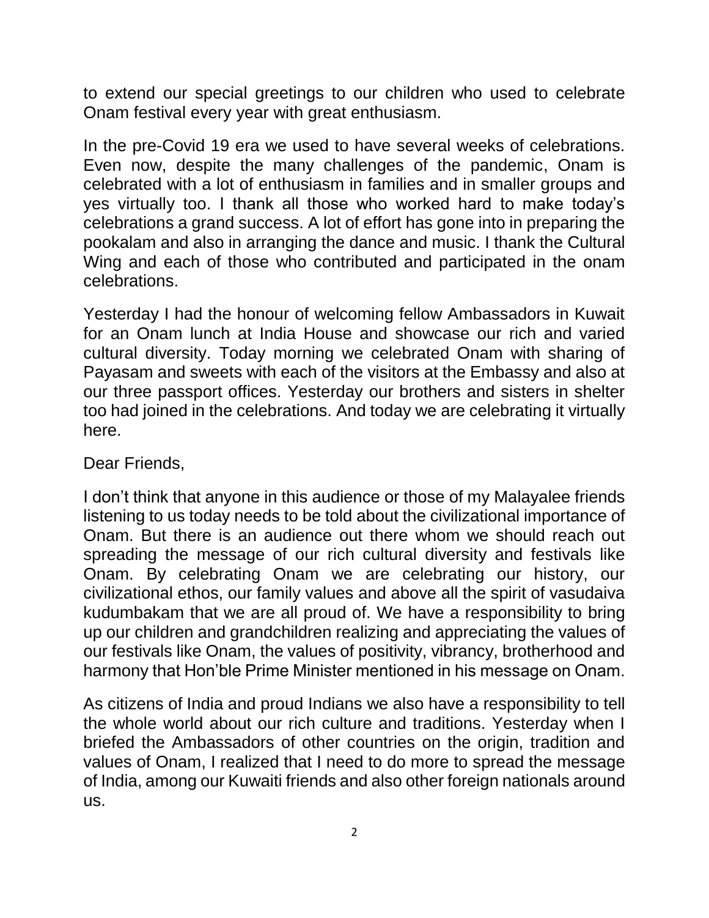to extend our special greetings to our children who used to celebrate Onam festival every year with great enthusiasm.

In the pre-Covid 19 era we used to have several weeks of celebrations. Even now, despite the many challenges of the pandemic, Onam is celebrated with a lot of enthusiasm in families and in smaller groups and yes virtually too. I thank all those who worked hard to make today's celebrations a grand success. A lot of effort has gone into in preparing the pookalam and also in arranging the dance and music. I thank the Cultural Wing and each of those who contributed and participated in the onam celebrations.

Yesterday I had the honour of welcoming fellow Ambassadors in Kuwait for an Onam lunch at India House and showcase our rich and varied cultural diversity. Today morning we celebrated Onam with sharing of Payasam and sweets with each of the visitors at the Embassy and also at our three passport offices. Yesterday our brothers and sisters in shelter too had joined in the celebrations. And today we are celebrating it virtually here.

Dear Friends,

I don't think that anyone in this audience or those of my Malayalee friends listening to us today needs to be told about the civilizational importance of Onam. But there is an audience out there whom we should reach out spreading the message of our rich cultural diversity and festivals like Onam. By celebrating Onam we are celebrating our history, our civilizational ethos, our family values and above all the spirit of vasudaiva kudumbakam that we are all proud of. We have a responsibility to bring up our children and grandchildren realizing and appreciating the values of our festivals like Onam, the values of positivity, vibrancy, brotherhood and harmony that Hon'ble Prime Minister mentioned in his message on Onam.

As citizens of India and proud Indians we also have a responsibility to tell the whole world about our rich culture and traditions. Yesterday when I briefed the Ambassadors of other countries on the origin, tradition and values of Onam, I realized that I need to do more to spread the message of India, among our Kuwaiti friends and also other foreign nationals around us.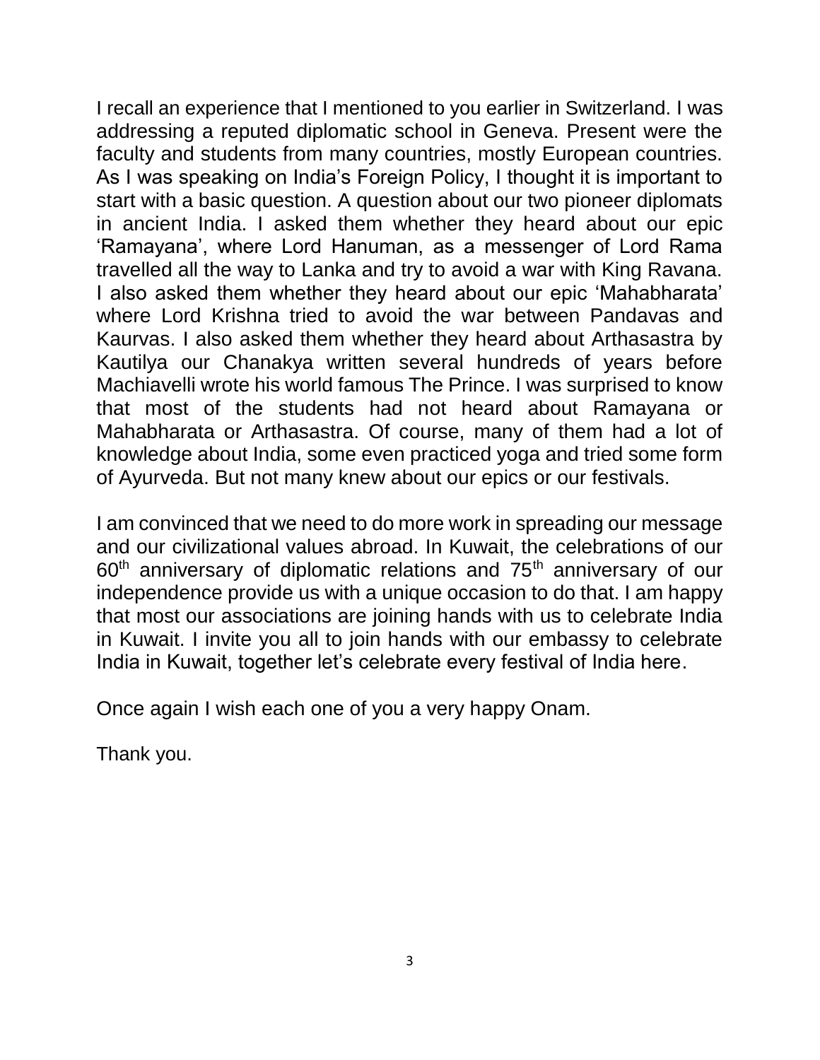I recall an experience that I mentioned to you earlier in Switzerland. I was addressing a reputed diplomatic school in Geneva. Present were the faculty and students from many countries, mostly European countries. As I was speaking on India's Foreign Policy, I thought it is important to start with a basic question. A question about our two pioneer diplomats in ancient India. I asked them whether they heard about our epic 'Ramayana', where Lord Hanuman, as a messenger of Lord Rama travelled all the way to Lanka and try to avoid a war with King Ravana. I also asked them whether they heard about our epic 'Mahabharata' where Lord Krishna tried to avoid the war between Pandavas and Kaurvas. I also asked them whether they heard about Arthasastra by Kautilya our Chanakya written several hundreds of years before Machiavelli wrote his world famous The Prince. I was surprised to know that most of the students had not heard about Ramayana or Mahabharata or Arthasastra. Of course, many of them had a lot of knowledge about India, some even practiced yoga and tried some form of Ayurveda. But not many knew about our epics or our festivals.

I am convinced that we need to do more work in spreading our message and our civilizational values abroad. In Kuwait, the celebrations of our 60th anniversary of diplomatic relations and 75th anniversary of our independence provide us with a unique occasion to do that. I am happy that most our associations are joining hands with us to celebrate India in Kuwait. I invite you all to join hands with our embassy to celebrate India in Kuwait, together let's celebrate every festival of India here.

Once again I wish each one of you a very happy Onam.

Thank you.